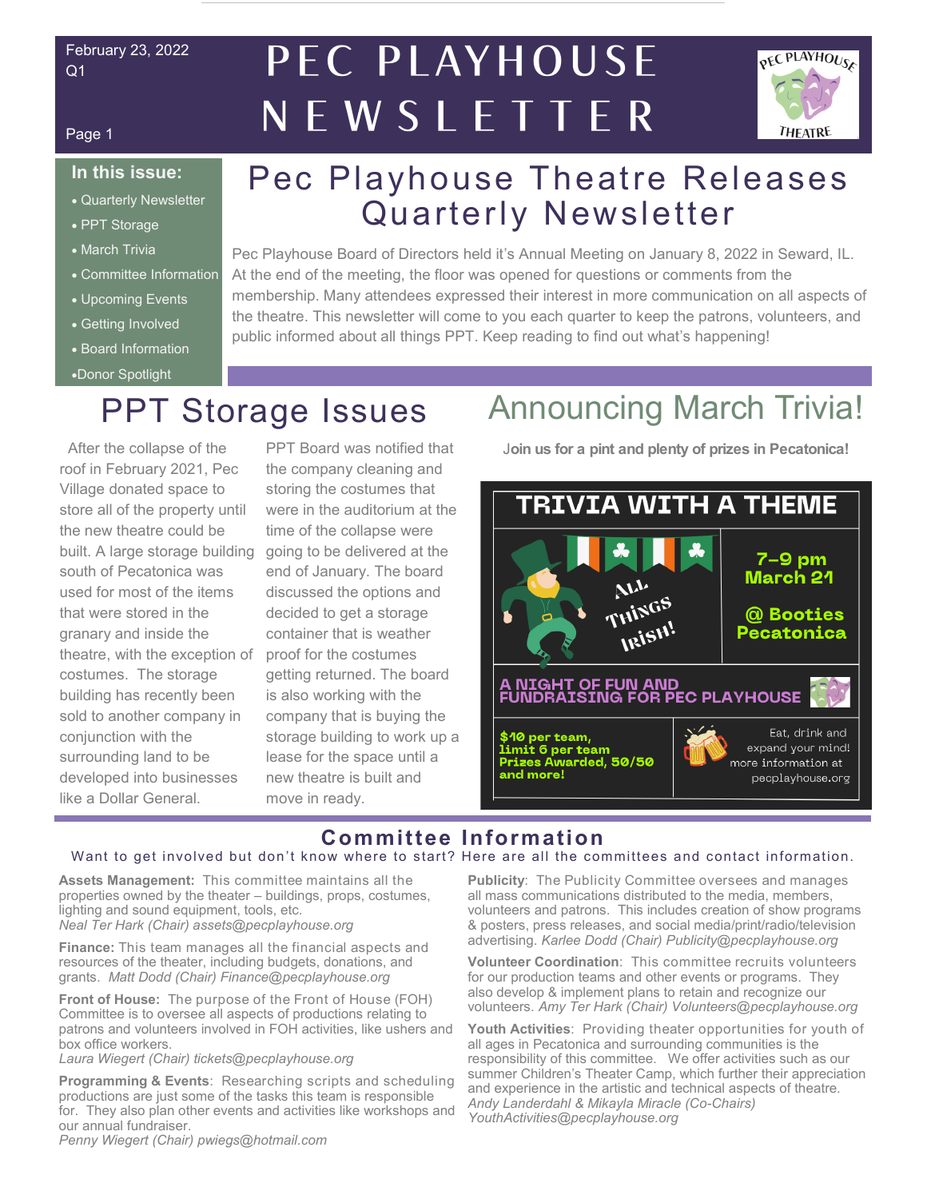February 23, 2022
Q1

# PEC PLAYHOUSE NEWSLETTER

**In this issue:**

- Quarterly Newsletter
- PPT Storage
- March Trivia
- Committee Information
- Upcoming Events
- Getting Involved
- Board Information
- Donor Spotlight

## Pec Playhouse Theatre Releases Quarterly Newsletter

Pec Playhouse Board of Directors held it's Annual Meeting on January 8, 2022 in Seward, IL. At the end of the meeting, the floor was opened for questions or comments from the membership. Many attendees expressed their interest in more communication on all aspects of the theatre. This newsletter will come to you each quarter to keep the patrons, volunteers, and public informed about all things PPT. Keep reading to find out what's happening!

## PPT Storage Issues

After the collapse of the roof in February 2021, Pec Village donated space to store all of the property until the new theatre could be built. A large storage building south of Pecatonica was used for most of the items that were stored in the granary and inside the theatre, with the exception of costumes. The storage building has recently been sold to another company in conjunction with the surrounding land to be developed into businesses like a Dollar General.

PPT Board was notified that the company cleaning and storing the costumes that were in the auditorium at the time of the collapse were going to be delivered at the end of January. The board discussed the options and decided to get a storage container that is weather proof for the costumes getting returned. The board is also working with the company that is buying the storage building to work up a lease for the space until a new theatre is built and move in ready.

## Announcing March Trivia!

Join us for a pint and plenty of prizes in Pecatonica!

**TRIVIA WITH A THEME**

All Things Irish!

7-9 pm
March 21

@ Booties Pecatonica

A NIGHT OF FUN AND FUNDRAISING FOR PEC PLAYHOUSE

$10 per team, limit 6 per team
Prizes Awarded, 50/50 and more!

Eat, drink and expand your mind! more information at pecplayhouse.org

## Committee Information

Want to get involved but don't know where to start? Here are all the committees and contact information.

**Assets Management:** This committee maintains all the properties owned by the theater – buildings, props, costumes, lighting and sound equipment, tools, etc.
*Neal Ter Hark (Chair) assets@pecplayhouse.org*

**Finance:** This team manages all the financial aspects and resources of the theater, including budgets, donations, and grants. *Matt Dodd (Chair) Finance@pecplayhouse.org*

**Front of House:** The purpose of the Front of House (FOH) Committee is to oversee all aspects of productions relating to patrons and volunteers involved in FOH activities, like ushers and box office workers.
*Laura Wiegert (Chair) tickets@pecplayhouse.org*

**Programming & Events:** Researching scripts and scheduling productions are just some of the tasks this team is responsible for. They also plan other events and activities like workshops and our annual fundraiser.
*Penny Wiegert (Chair) pwiegs@hotmail.com*

**Publicity:** The Publicity Committee oversees and manages all mass communications distributed to the media, members, volunteers and patrons. This includes creation of show programs & posters, press releases, and social media/print/radio/television advertising. *Karlee Dodd (Chair) Publicity@pecplayhouse.org*

**Volunteer Coordination:** This committee recruits volunteers for our production teams and other events or programs. They also develop & implement plans to retain and recognize our volunteers. *Amy Ter Hark (Chair) Volunteers@pecplayhouse.org*

**Youth Activities:** Providing theater opportunities for youth of all ages in Pecatonica and surrounding communities is the responsibility of this committee. We offer activities such as our summer Children's Theater Camp, which further their appreciation and experience in the artistic and technical aspects of theatre.
*Andy Landerdahl & Mikayla Miracle (Co-Chairs) YouthActivities@pecplayhouse.org*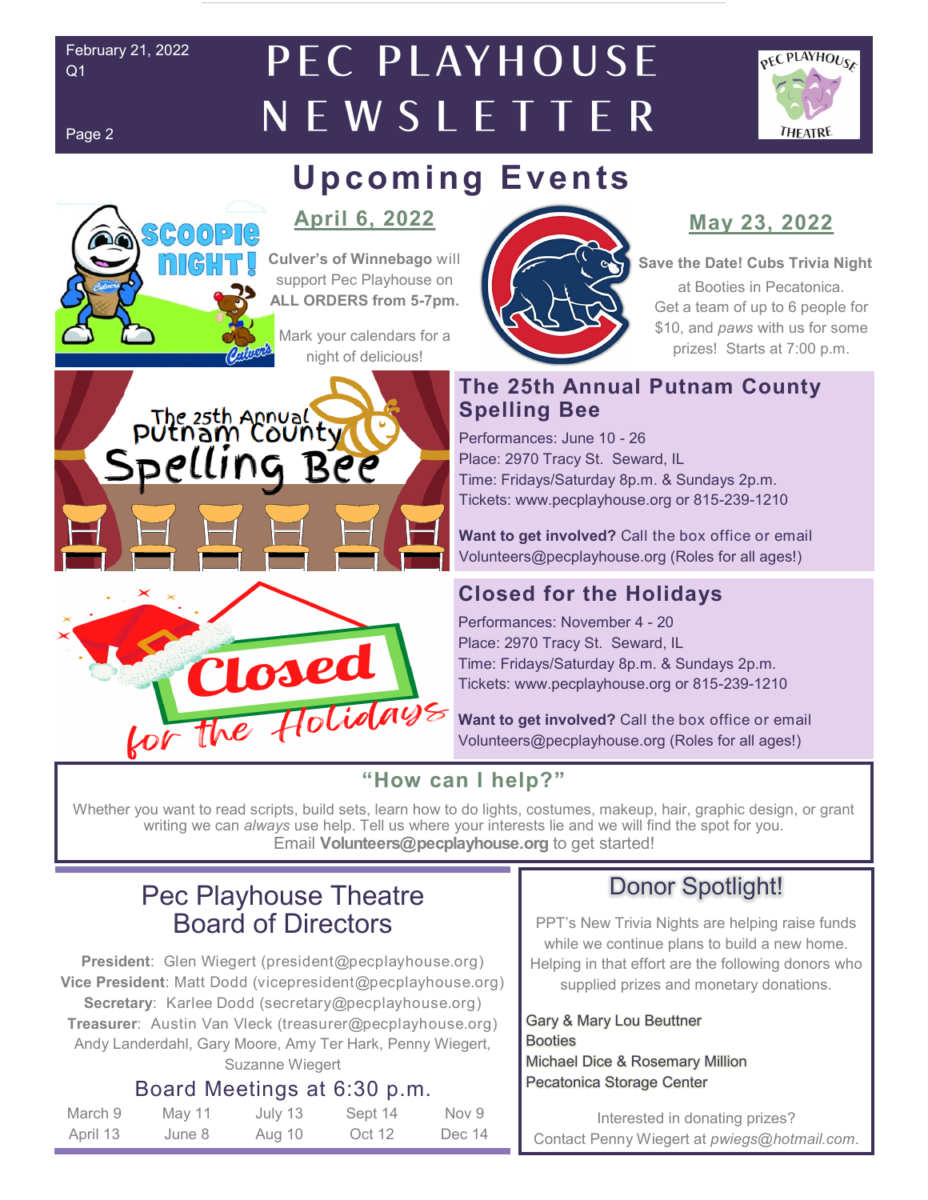# PEC PLAYHOUSE NEWSLETTER

February 21, 2022
Q1

## Upcoming Events

### April 6, 2022

**Culver's of Winnebago** will support Pec Playhouse on **ALL ORDERS from 5-7pm.**

Mark your calendars for a night of delicious!

### May 23, 2022

**Save the Date! Cubs Trivia Night** at Booties in Pecatonica. Get a team of up to 6 people for $10, and *paws* with us for some prizes! Starts at 7:00 p.m.

### The 25th Annual Putnam County Spelling Bee

Performances: June 10 - 26
Place: 2970 Tracy St. Seward, IL
Time: Fridays/Saturday 8p.m. & Sundays 2p.m.
Tickets: www.pecplayhouse.org or 815-239-1210

**Want to get involved?** Call the box office or email Volunteers@pecplayhouse.org (Roles for all ages!)

### Closed for the Holidays

Performances: November 4 - 20
Place: 2970 Tracy St. Seward, IL
Time: Fridays/Saturday 8p.m. & Sundays 2p.m.
Tickets: www.pecplayhouse.org or 815-239-1210

**Want to get involved?** Call the box office or email Volunteers@pecplayhouse.org (Roles for all ages!)

### "How can I help?"

Whether you want to read scripts, build sets, learn how to do lights, costumes, makeup, hair, graphic design, or grant writing we can *always* use help. Tell us where your interests lie and we will find the spot for you. Email **Volunteers@pecplayhouse.org** to get started!

## Pec Playhouse Theatre Board of Directors

**President**: Glen Wiegert (president@pecplayhouse.org)
**Vice President**: Matt Dodd (vicepresident@pecplayhouse.org)
**Secretary**: Karlee Dodd (secretary@pecplayhouse.org)
**Treasurer**: Austin Van Vleck (treasurer@pecplayhouse.org)
Andy Landerdahl, Gary Moore, Amy Ter Hark, Penny Wiegert, Suzanne Wiegert

### Board Meetings at 6:30 p.m.

| | | | | |
|---|---|---|---|---|
| March 9 | May 11 | July 13 | Sept 14 | Nov 9 |
| April 13 | June 8 | Aug 10 | Oct 12 | Dec 14 |

## Donor Spotlight!

PPT's New Trivia Nights are helping raise funds while we continue plans to build a new home. Helping in that effort are the following donors who supplied prizes and monetary donations.

Gary & Mary Lou Beuttner
Booties
Michael Dice & Rosemary Million
Pecatonica Storage Center

Interested in donating prizes? Contact Penny Wiegert at *pwiegs@hotmail.com*.